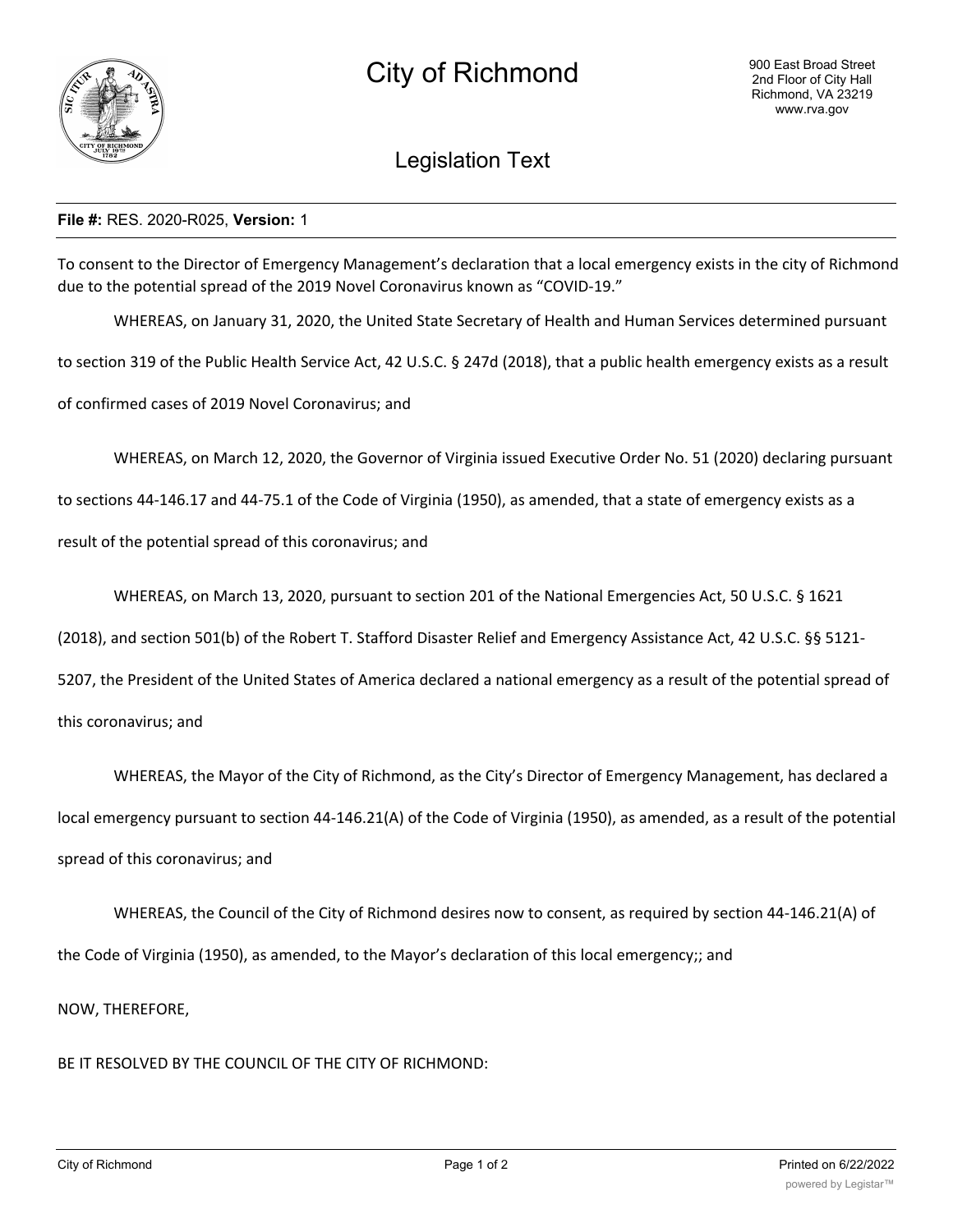# City of Richmond

900 East Broad Street
2nd Floor of City Hall
Richmond, VA 23219
www.rva.gov

## Legislation Text

**File #:** RES. 2020-R025, **Version:** 1

To consent to the Director of Emergency Management's declaration that a local emergency exists in the city of Richmond due to the potential spread of the 2019 Novel Coronavirus known as "COVID-19."

WHEREAS, on January 31, 2020, the United State Secretary of Health and Human Services determined pursuant to section 319 of the Public Health Service Act, 42 U.S.C. § 247d (2018), that a public health emergency exists as a result of confirmed cases of 2019 Novel Coronavirus; and

WHEREAS, on March 12, 2020, the Governor of Virginia issued Executive Order No. 51 (2020) declaring pursuant to sections 44-146.17 and 44-75.1 of the Code of Virginia (1950), as amended, that a state of emergency exists as a result of the potential spread of this coronavirus; and

WHEREAS, on March 13, 2020, pursuant to section 201 of the National Emergencies Act, 50 U.S.C. § 1621 (2018), and section 501(b) of the Robert T. Stafford Disaster Relief and Emergency Assistance Act, 42 U.S.C. §§ 5121-5207, the President of the United States of America declared a national emergency as a result of the potential spread of this coronavirus; and

WHEREAS, the Mayor of the City of Richmond, as the City's Director of Emergency Management, has declared a local emergency pursuant to section 44-146.21(A) of the Code of Virginia (1950), as amended, as a result of the potential spread of this coronavirus; and

WHEREAS, the Council of the City of Richmond desires now to consent, as required by section 44-146.21(A) of the Code of Virginia (1950), as amended, to the Mayor's declaration of this local emergency;; and

NOW, THEREFORE,

BE IT RESOLVED BY THE COUNCIL OF THE CITY OF RICHMOND: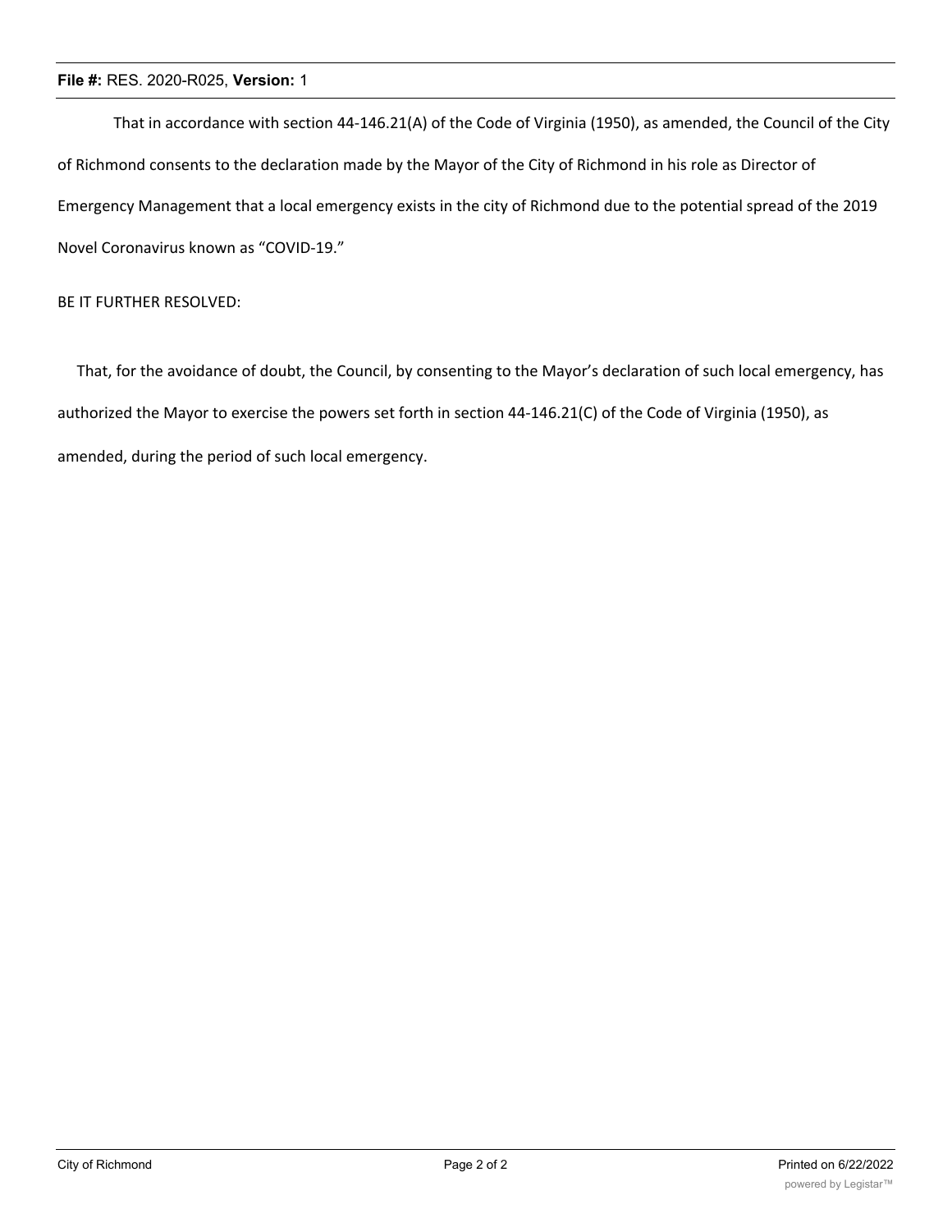That in accordance with section 44-146.21(A) of the Code of Virginia (1950), as amended, the Council of the City of Richmond consents to the declaration made by the Mayor of the City of Richmond in his role as Director of Emergency Management that a local emergency exists in the city of Richmond due to the potential spread of the 2019 Novel Coronavirus known as "COVID-19."

BE IT FURTHER RESOLVED:

That, for the avoidance of doubt, the Council, by consenting to the Mayor's declaration of such local emergency, has authorized the Mayor to exercise the powers set forth in section 44-146.21(C) of the Code of Virginia (1950), as amended, during the period of such local emergency.